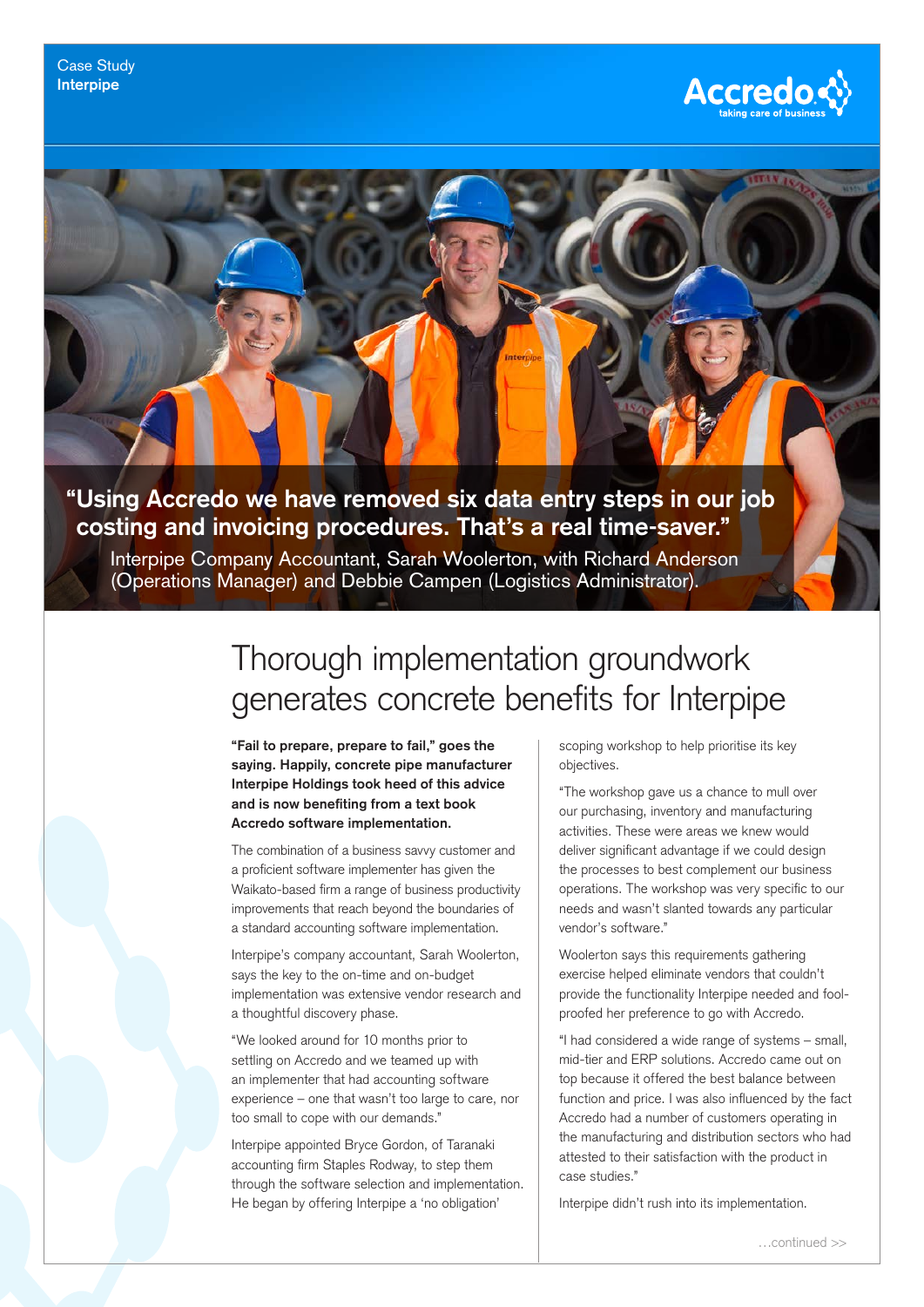Case Study
**Interpipe**

**"Using Accredo we have removed six data entry steps in our job costing and invoicing procedures. That's a real time-saver."**

Interpipe Company Accountant, Sarah Woolerton, with Richard Anderson (Operations Manager) and Debbie Campen (Logistics Administrator).

# Thorough implementation groundwork generates concrete benefits for Interpipe

**"Fail to prepare, prepare to fail," goes the saying. Happily, concrete pipe manufacturer Interpipe Holdings took heed of this advice and is now benefiting from a text book Accredo software implementation.**

The combination of a business savvy customer and a proficient software implementer has given the Waikato-based firm a range of business productivity improvements that reach beyond the boundaries of a standard accounting software implementation.

Interpipe's company accountant, Sarah Woolerton, says the key to the on-time and on-budget implementation was extensive vendor research and a thoughtful discovery phase.

"We looked around for 10 months prior to settling on Accredo and we teamed up with an implementer that had accounting software experience – one that wasn't too large to care, nor too small to cope with our demands."

Interpipe appointed Bryce Gordon, of Taranaki accounting firm Staples Rodway, to step them through the software selection and implementation. He began by offering Interpipe a 'no obligation' scoping workshop to help prioritise its key objectives.

"The workshop gave us a chance to mull over our purchasing, inventory and manufacturing activities. These were areas we knew would deliver significant advantage if we could design the processes to best complement our business operations. The workshop was very specific to our needs and wasn't slanted towards any particular vendor's software."

Woolerton says this requirements gathering exercise helped eliminate vendors that couldn't provide the functionality Interpipe needed and fool-proofed her preference to go with Accredo.

"I had considered a wide range of systems – small, mid-tier and ERP solutions. Accredo came out on top because it offered the best balance between function and price. I was also influenced by the fact Accredo had a number of customers operating in the manufacturing and distribution sectors who had attested to their satisfaction with the product in case studies."

Interpipe didn't rush into its implementation.

…continued >>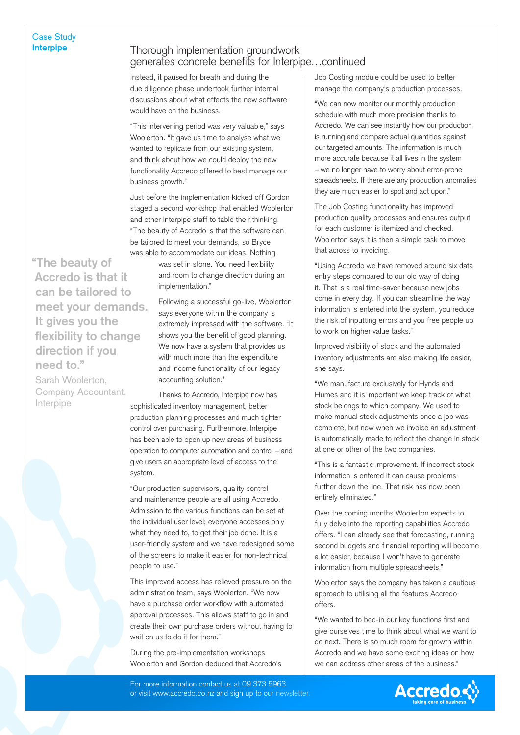Case Study
**Interpipe**

# Thorough implementation groundwork generates concrete benefits for Interpipe…continued

Instead, it paused for breath and during the due diligence phase undertook further internal discussions about what effects the new software would have on the business.

"This intervening period was very valuable," says Woolerton. "It gave us time to analyse what we wanted to replicate from our existing system, and think about how we could deploy the new functionality Accredo offered to best manage our business growth."

Just before the implementation kicked off Gordon staged a second workshop that enabled Woolerton and other Interpipe staff to table their thinking. "The beauty of Accredo is that the software can be tailored to meet your demands, so Bryce was able to accommodate our ideas. Nothing was set in stone. You need flexibility and room to change direction during an implementation."

> "The beauty of Accredo is that it can be tailored to meet your demands. It gives you the flexibility to change direction if you need to."
>
> Sarah Woolerton, Company Accountant, Interpipe

Following a successful go-live, Woolerton says everyone within the company is extremely impressed with the software. "It shows you the benefit of good planning. We now have a system that provides us with much more than the expenditure and income functionality of our legacy accounting solution."

Thanks to Accredo, Interpipe now has sophisticated inventory management, better production planning processes and much tighter control over purchasing. Furthermore, Interpipe has been able to open up new areas of business operation to computer automation and control – and give users an appropriate level of access to the system.

"Our production supervisors, quality control and maintenance people are all using Accredo. Admission to the various functions can be set at the individual user level; everyone accesses only what they need to, to get their job done. It is a user-friendly system and we have redesigned some of the screens to make it easier for non-technical people to use."

This improved access has relieved pressure on the administration team, says Woolerton. "We now have a purchase order workflow with automated approval processes. This allows staff to go in and create their own purchase orders without having to wait on us to do it for them."

During the pre-implementation workshops Woolerton and Gordon deduced that Accredo's Job Costing module could be used to better manage the company's production processes.

"We can now monitor our monthly production schedule with much more precision thanks to Accredo. We can see instantly how our production is running and compare actual quantities against our targeted amounts. The information is much more accurate because it all lives in the system – we no longer have to worry about error-prone spreadsheets. If there are any production anomalies they are much easier to spot and act upon."

The Job Costing functionality has improved production quality processes and ensures output for each customer is itemized and checked. Woolerton says it is then a simple task to move that across to invoicing.

"Using Accredo we have removed around six data entry steps compared to our old way of doing it. That is a real time-saver because new jobs come in every day. If you can streamline the way information is entered into the system, you reduce the risk of inputting errors and you free people up to work on higher value tasks."

Improved visibility of stock and the automated inventory adjustments are also making life easier, she says.

"We manufacture exclusively for Hynds and Humes and it is important we keep track of what stock belongs to which company. We used to make manual stock adjustments once a job was complete, but now when we invoice an adjustment is automatically made to reflect the change in stock at one or other of the two companies.

"This is a fantastic improvement. If incorrect stock information is entered it can cause problems further down the line. That risk has now been entirely eliminated."

Over the coming months Woolerton expects to fully delve into the reporting capabilities Accredo offers. "I can already see that forecasting, running second budgets and financial reporting will become a lot easier, because I won't have to generate information from multiple spreadsheets."

Woolerton says the company has taken a cautious approach to utilising all the features Accredo offers.

"We wanted to bed-in our key functions first and give ourselves time to think about what we want to do next. There is so much room for growth within Accredo and we have some exciting ideas on how we can address other areas of the business."

For more information contact us at 09 373 5963 or visit www.accredo.co.nz and sign up to our newsletter.

Accredo — taking care of business